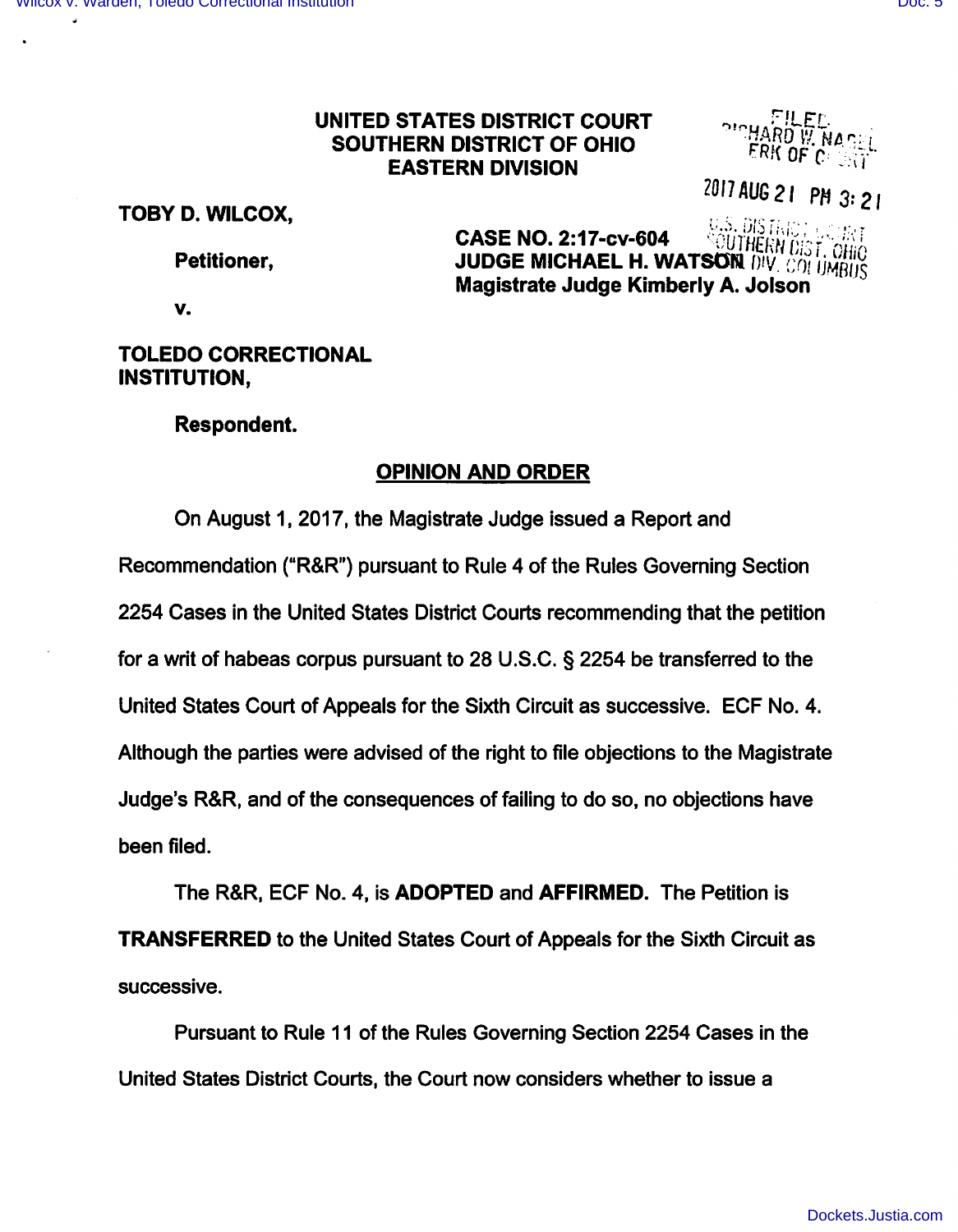**UNITED STATES DISTRICT COURT**
**SOUTHERN DISTRICT OF OHIO**
**EASTERN DIVISION**

FILED
RICHARD W. NAGEL
CLERK OF COURT

2017 AUG 21 PM 3:21

U.S. DISTRICT COURT
SOUTHERN DIST. OHIO
DIV. COLUMBUS

**TOBY D. WILCOX,**

**Petitioner,**

**v.**

**TOLEDO CORRECTIONAL INSTITUTION,**

**Respondent.**

**CASE NO. 2:17-cv-604**
**JUDGE MICHAEL H. WATSON**
**Magistrate Judge Kimberly A. Jolson**

## OPINION AND ORDER

On August 1, 2017, the Magistrate Judge issued a Report and Recommendation ("R&R") pursuant to Rule 4 of the Rules Governing Section 2254 Cases in the United States District Courts recommending that the petition for a writ of habeas corpus pursuant to 28 U.S.C. § 2254 be transferred to the United States Court of Appeals for the Sixth Circuit as successive. ECF No. 4. Although the parties were advised of the right to file objections to the Magistrate Judge's R&R, and of the consequences of failing to do so, no objections have been filed.

The R&R, ECF No. 4, is **ADOPTED** and **AFFIRMED.** The Petition is **TRANSFERRED** to the United States Court of Appeals for the Sixth Circuit as successive.

Pursuant to Rule 11 of the Rules Governing Section 2254 Cases in the United States District Courts, the Court now considers whether to issue a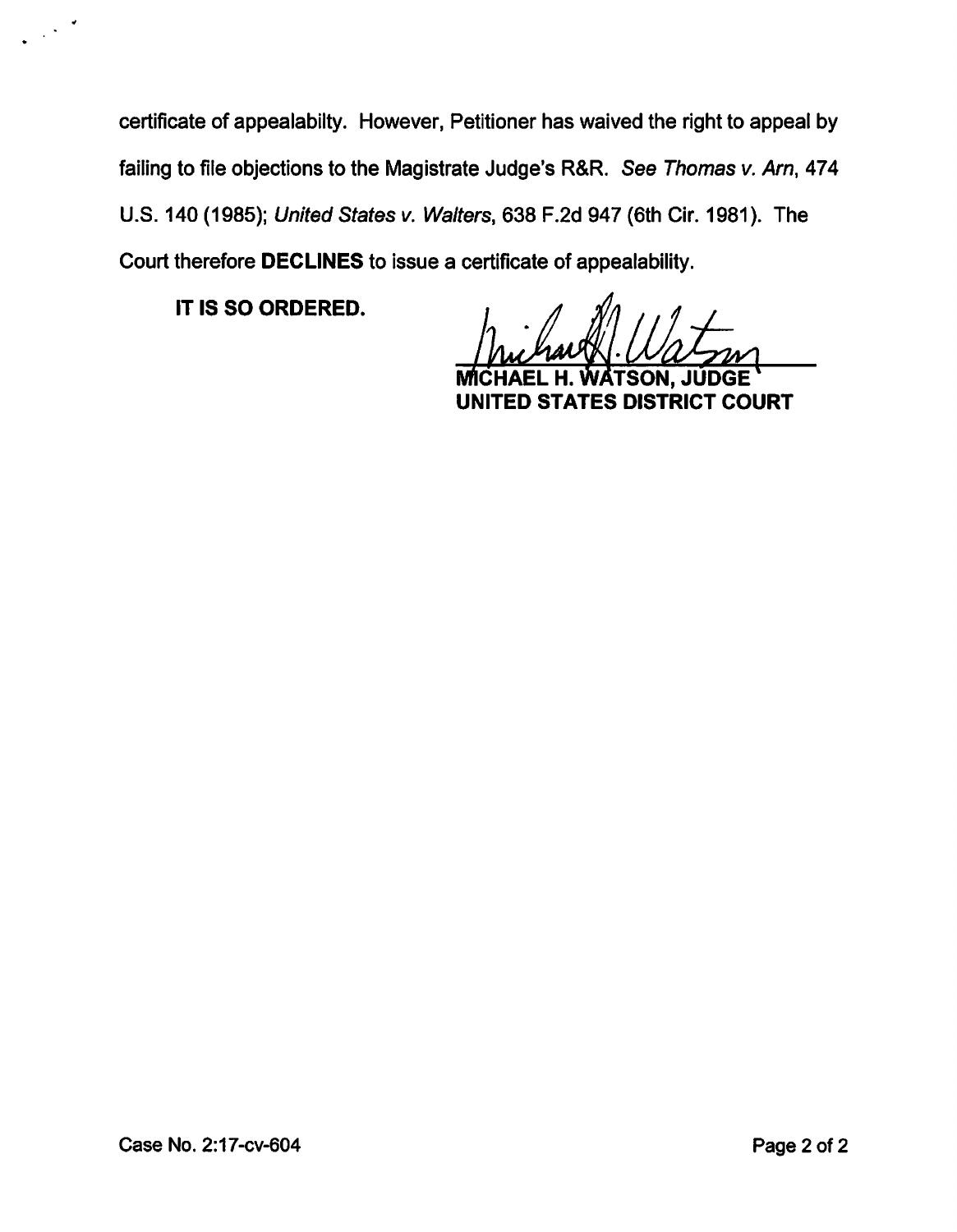certificate of appealabilty. However, Petitioner has waived the right to appeal by failing to file objections to the Magistrate Judge's R&R. *See Thomas v. Arn*, 474 U.S. 140 (1985); *United States v. Walters*, 638 F.2d 947 (6th Cir. 1981). The Court therefore **DECLINES** to issue a certificate of appealability.

**IT IS SO ORDERED.**

**MICHAEL H. WATSON, JUDGE**
**UNITED STATES DISTRICT COURT**

Case No. 2:17-cv-604